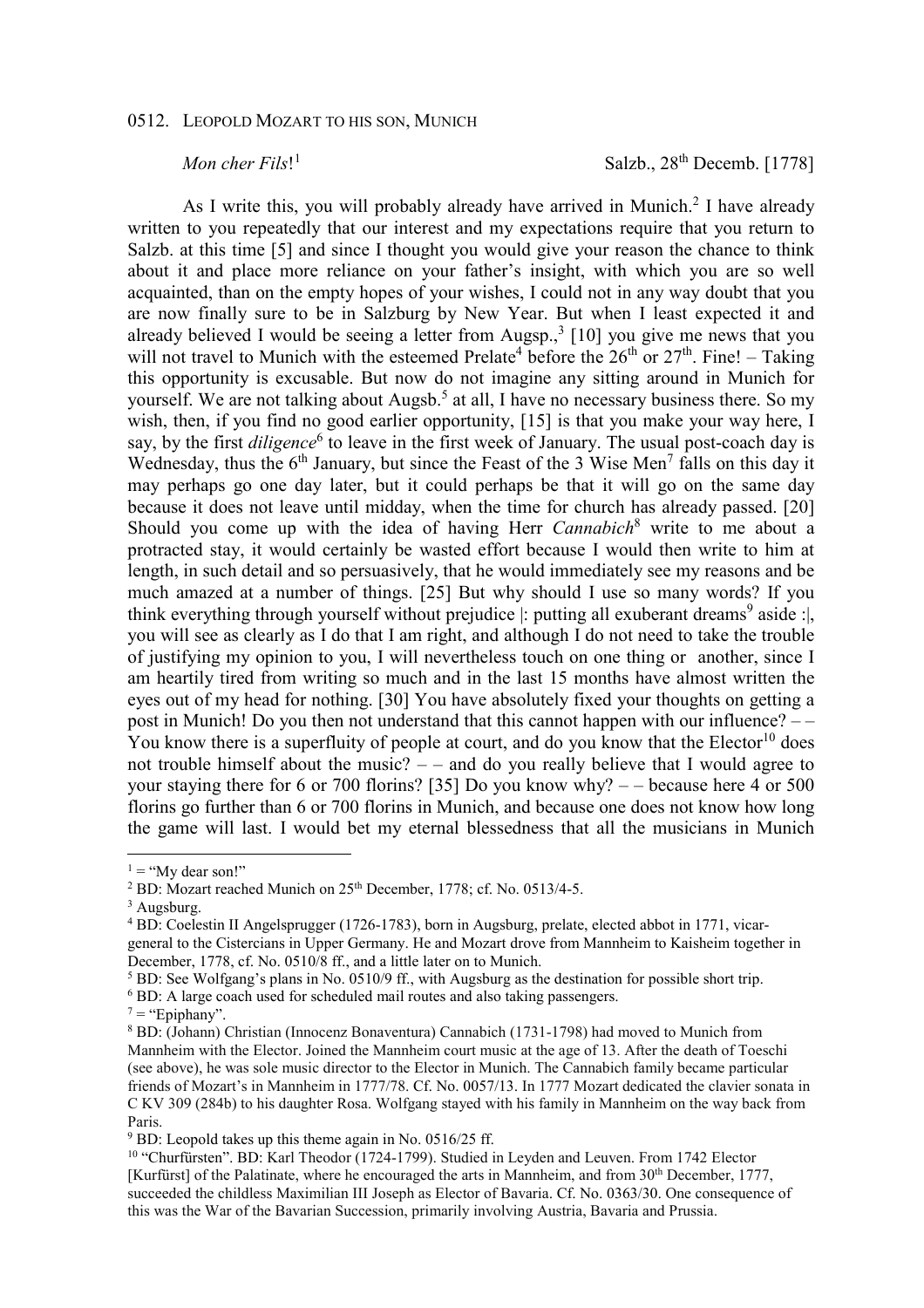0512. LEOPOLD MOZART TO HIS SON, MUNICH

*Mon cher Fils*![1] Salzb., 28th Decemb. [1778]

As I write this, you will probably already have arrived in Munich.[2] I have already written to you repeatedly that our interest and my expectations require that you return to Salzb. at this time [5] and since I thought you would give your reason the chance to think about it and place more reliance on your father's insight, with which you are so well acquainted, than on the empty hopes of your wishes, I could not in any way doubt that you are now finally sure to be in Salzburg by New Year. But when I least expected it and already believed I would be seeing a letter from Augsp.,[3] [10] you give me news that you will not travel to Munich with the esteemed Prelate[4] before the 26th or 27th. Fine! – Taking this opportunity is excusable. But now do not imagine any sitting around in Munich for yourself. We are not talking about Augsb.[5] at all, I have no necessary business there. So my wish, then, if you find no good earlier opportunity, [15] is that you make your way here, I say, by the first *diligence*[6] to leave in the first week of January. The usual post-coach day is Wednesday, thus the 6th January, but since the Feast of the 3 Wise Men[7] falls on this day it may perhaps go one day later, but it could perhaps be that it will go on the same day because it does not leave until midday, when the time for church has already passed. [20] Should you come up with the idea of having Herr *Cannabich*[8] write to me about a protracted stay, it would certainly be wasted effort because I would then write to him at length, in such detail and so persuasively, that he would immediately see my reasons and be much amazed at a number of things. [25] But why should I use so many words? If you think everything through yourself without prejudice |: putting all exuberant dreams[9] aside :|, you will see as clearly as I do that I am right, and although I do not need to take the trouble of justifying my opinion to you, I will nevertheless touch on one thing or another, since I am heartily tired from writing so much and in the last 15 months have almost written the eyes out of my head for nothing. [30] You have absolutely fixed your thoughts on getting a post in Munich! Do you then not understand that this cannot happen with our influence? – – You know there is a superfluity of people at court, and do you know that the Elector[10] does not trouble himself about the music? – – and do you really believe that I would agree to your staying there for 6 or 700 florins? [35] Do you know why? – – because here 4 or 500 florins go further than 6 or 700 florins in Munich, and because one does not know how long the game will last. I would bet my eternal blessedness that all the musicians in Munich

---

[1] = "My dear son!"

[2] BD: Mozart reached Munich on 25th December, 1778; cf. No. 0513/4-5.

[3] Augsburg.

[4] BD: Coelestin II Angelsprugger (1726-1783), born in Augsburg, prelate, elected abbot in 1771, vicar-general to the Cistercians in Upper Germany. He and Mozart drove from Mannheim to Kaisheim together in December, 1778, cf. No. 0510/8 ff., and a little later on to Munich.

[5] BD: See Wolfgang's plans in No. 0510/9 ff., with Augsburg as the destination for possible short trip.

[6] BD: A large coach used for scheduled mail routes and also taking passengers.

[7] = "Epiphany".

[8] BD: (Johann) Christian (Innocenz Bonaventura) Cannabich (1731-1798) had moved to Munich from Mannheim with the Elector. Joined the Mannheim court music at the age of 13. After the death of Toeschi (see above), he was sole music director to the Elector in Munich. The Cannabich family became particular friends of Mozart's in Mannheim in 1777/78. Cf. No. 0057/13. In 1777 Mozart dedicated the clavier sonata in C KV 309 (284b) to his daughter Rosa. Wolfgang stayed with his family in Mannheim on the way back from Paris.

[9] BD: Leopold takes up this theme again in No. 0516/25 ff.

[10] "Churfürsten". BD: Karl Theodor (1724-1799). Studied in Leyden and Leuven. From 1742 Elector [Kurfürst] of the Palatinate, where he encouraged the arts in Mannheim, and from 30th December, 1777, succeeded the childless Maximilian III Joseph as Elector of Bavaria. Cf. No. 0363/30. One consequence of this was the War of the Bavarian Succession, primarily involving Austria, Bavaria and Prussia.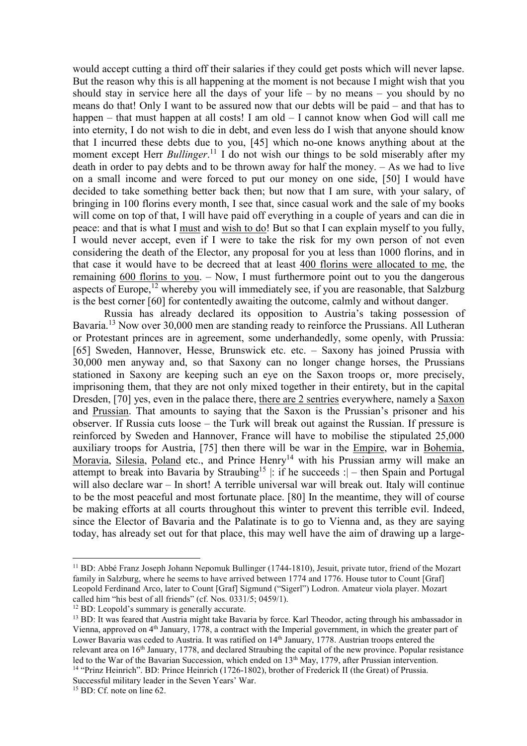would accept cutting a third off their salaries if they could get posts which will never lapse. But the reason why this is all happening at the moment is not because I might wish that you should stay in service here all the days of your life – by no means – you should by no means do that! Only I want to be assured now that our debts will be paid – and that has to happen – that must happen at all costs! I am old – I cannot know when God will call me into eternity, I do not wish to die in debt, and even less do I wish that anyone should know that I incurred these debts due to you, [45] which no-one knows anything about at the moment except Herr *Bullinger*.[11] I do not wish our things to be sold miserably after my death in order to pay debts and to be thrown away for half the money. – As we had to live on a small income and were forced to put our money on one side, [50] I would have decided to take something better back then; but now that I am sure, with your salary, of bringing in 100 florins every month, I see that, since casual work and the sale of my books will come on top of that, I will have paid off everything in a couple of years and can die in peace: and that is what I <u>must</u> and <u>wish to do</u>! But so that I can explain myself to you fully, I would never accept, even if I were to take the risk for my own person of not even considering the death of the Elector, any proposal for you at less than 1000 florins, and in that case it would have to be decreed that at least <u>400 florins were allocated to me</u>, the remaining <u>600 florins to you</u>. – Now, I must furthermore point out to you the dangerous aspects of Europe,[12] whereby you will immediately see, if you are reasonable, that Salzburg is the best corner [60] for contentedly awaiting the outcome, calmly and without danger.

Russia has already declared its opposition to Austria's taking possession of Bavaria.[13] Now over 30,000 men are standing ready to reinforce the Prussians. All Lutheran or Protestant princes are in agreement, some underhandedly, some openly, with Prussia: [65] Sweden, Hannover, Hesse, Brunswick etc. etc. – Saxony has joined Prussia with 30,000 men anyway and, so that Saxony can no longer change horses, the Prussians stationed in Saxony are keeping such an eye on the Saxon troops or, more precisely, imprisoning them, that they are not only mixed together in their entirety, but in the capital Dresden, [70] yes, even in the palace there, <u>there are 2 sentries</u> everywhere, namely a <u>Saxon</u> and <u>Prussian</u>. That amounts to saying that the Saxon is the Prussian's prisoner and his observer. If Russia cuts loose – the Turk will break out against the Russian. If pressure is reinforced by Sweden and Hannover, France will have to mobilise the stipulated 25,000 auxiliary troops for Austria, [75] then there will be war in the <u>Empire</u>, war in <u>Bohemia</u>, <u>Moravia</u>, <u>Silesia</u>, <u>Poland</u> etc., and Prince Henry[14] with his Prussian army will make an attempt to break into Bavaria by Straubing[15] |: if he succeeds :| – then Spain and Portugal will also declare war – In short! A terrible universal war will break out. Italy will continue to be the most peaceful and most fortunate place. [80] In the meantime, they will of course be making efforts at all courts throughout this winter to prevent this terrible evil. Indeed, since the Elector of Bavaria and the Palatinate is to go to Vienna and, as they are saying today, has already set out for that place, this may well have the aim of drawing up a large-

---

[11] BD: Abbé Franz Joseph Johann Nepomuk Bullinger (1744-1810), Jesuit, private tutor, friend of the Mozart family in Salzburg, where he seems to have arrived between 1774 and 1776. House tutor to Count [Graf] Leopold Ferdinand Arco, later to Count [Graf] Sigmund ("Sigerl") Lodron. Amateur viola player. Mozart called him "his best of all friends" (cf. Nos. 0331/5; 0459/1).

[12] BD: Leopold's summary is generally accurate.

[13] BD: It was feared that Austria might take Bavaria by force. Karl Theodor, acting through his ambassador in Vienna, approved on 4th January, 1778, a contract with the Imperial government, in which the greater part of Lower Bavaria was ceded to Austria. It was ratified on 14th January, 1778. Austrian troops entered the relevant area on 16th January, 1778, and declared Straubing the capital of the new province. Popular resistance led to the War of the Bavarian Succession, which ended on 13th May, 1779, after Prussian intervention.

[14] "Prinz Heinrich". BD: Prince Heinrich (1726-1802), brother of Frederick II (the Great) of Prussia. Successful military leader in the Seven Years' War.

[15] BD: Cf. note on line 62.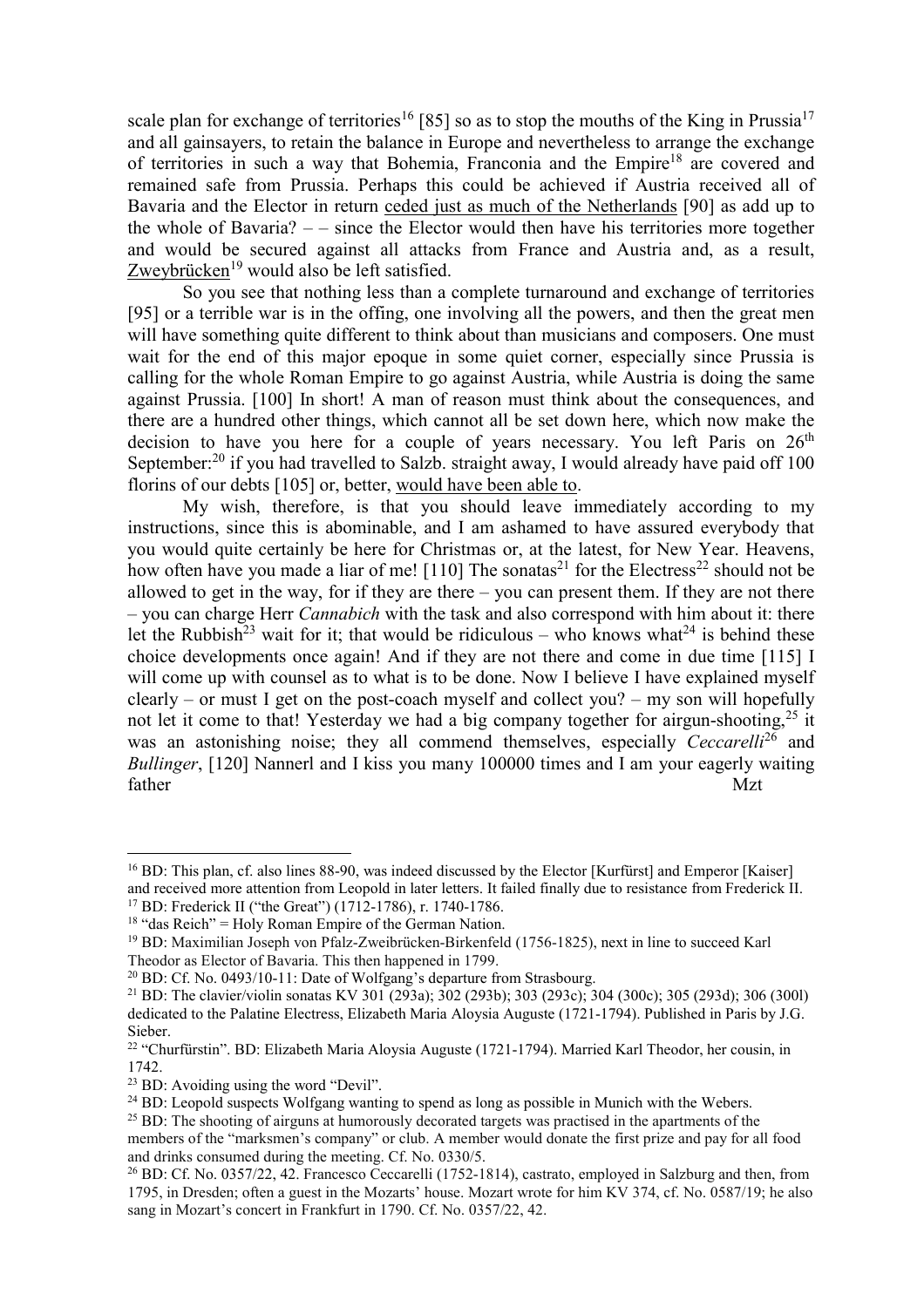scale plan for exchange of territories[16] [85] so as to stop the mouths of the King in Prussia[17] and all gainsayers, to retain the balance in Europe and nevertheless to arrange the exchange of territories in such a way that Bohemia, Franconia and the Empire[18] are covered and remained safe from Prussia. Perhaps this could be achieved if Austria received all of Bavaria and the Elector in return ceded just as much of the Netherlands [90] as add up to the whole of Bavaria? – – since the Elector would then have his territories more together and would be secured against all attacks from France and Austria and, as a result, Zweybrücken[19] would also be left satisfied.

So you see that nothing less than a complete turnaround and exchange of territories [95] or a terrible war is in the offing, one involving all the powers, and then the great men will have something quite different to think about than musicians and composers. One must wait for the end of this major epoque in some quiet corner, especially since Prussia is calling for the whole Roman Empire to go against Austria, while Austria is doing the same against Prussia. [100] In short! A man of reason must think about the consequences, and there are a hundred other things, which cannot all be set down here, which now make the decision to have you here for a couple of years necessary. You left Paris on 26th September:[20] if you had travelled to Salzb. straight away, I would already have paid off 100 florins of our debts [105] or, better, would have been able to.

My wish, therefore, is that you should leave immediately according to my instructions, since this is abominable, and I am ashamed to have assured everybody that you would quite certainly be here for Christmas or, at the latest, for New Year. Heavens, how often have you made a liar of me! [110] The sonatas[21] for the Electress[22] should not be allowed to get in the way, for if they are there – you can present them. If they are not there – you can charge Herr *Cannabich* with the task and also correspond with him about it: there let the Rubbish[23] wait for it; that would be ridiculous – who knows what[24] is behind these choice developments once again! And if they are not there and come in due time [115] I will come up with counsel as to what is to be done. Now I believe I have explained myself clearly – or must I get on the post-coach myself and collect you? – my son will hopefully not let it come to that! Yesterday we had a big company together for airgun-shooting,[25] it was an astonishing noise; they all commend themselves, especially *Ceccarelli*[26] and *Bullinger*, [120] Nannerl and I kiss you many 100000 times and I am your eagerly waiting father Mzt

---

[16] BD: This plan, cf. also lines 88-90, was indeed discussed by the Elector [Kurfürst] and Emperor [Kaiser] and received more attention from Leopold in later letters. It failed finally due to resistance from Frederick II.

[17] BD: Frederick II ("the Great") (1712-1786), r. 1740-1786.

[18] "das Reich" = Holy Roman Empire of the German Nation.

[19] BD: Maximilian Joseph von Pfalz-Zweibrücken-Birkenfeld (1756-1825), next in line to succeed Karl Theodor as Elector of Bavaria. This then happened in 1799.

[20] BD: Cf. No. 0493/10-11: Date of Wolfgang's departure from Strasbourg.

[21] BD: The clavier/violin sonatas KV 301 (293a); 302 (293b); 303 (293c); 304 (300c); 305 (293d); 306 (300l) dedicated to the Palatine Electress, Elizabeth Maria Aloysia Auguste (1721-1794). Published in Paris by J.G. Sieber.

[22] "Churfürstin". BD: Elizabeth Maria Aloysia Auguste (1721-1794). Married Karl Theodor, her cousin, in 1742.

[23] BD: Avoiding using the word "Devil".

[24] BD: Leopold suspects Wolfgang wanting to spend as long as possible in Munich with the Webers.

[25] BD: The shooting of airguns at humorously decorated targets was practised in the apartments of the members of the "marksmen's company" or club. A member would donate the first prize and pay for all food and drinks consumed during the meeting. Cf. No. 0330/5.

[26] BD: Cf. No. 0357/22, 42. Francesco Ceccarelli (1752-1814), castrato, employed in Salzburg and then, from 1795, in Dresden; often a guest in the Mozarts' house. Mozart wrote for him KV 374, cf. No. 0587/19; he also sang in Mozart's concert in Frankfurt in 1790. Cf. No. 0357/22, 42.